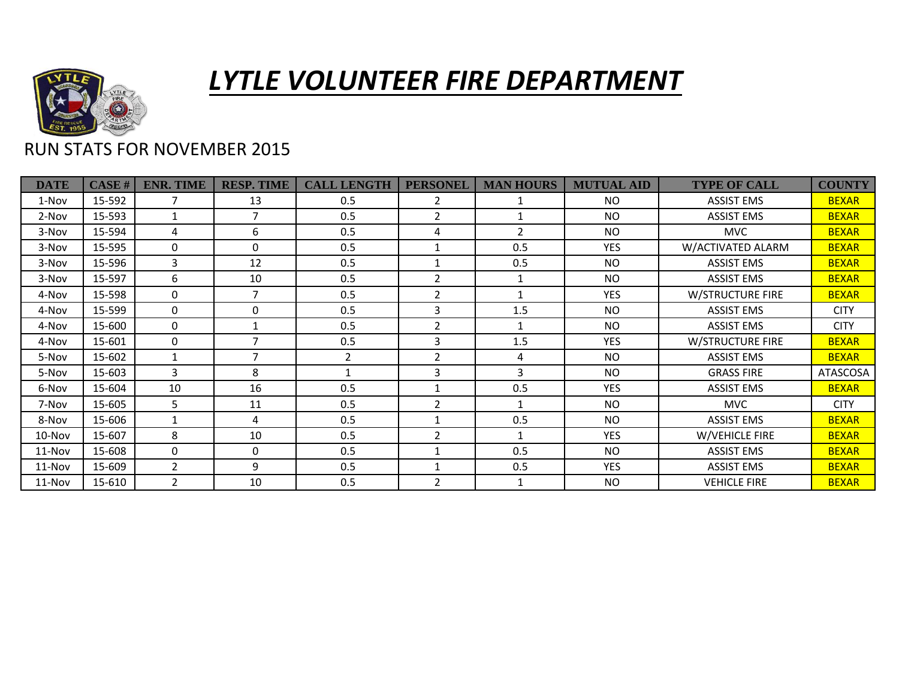# LYTLE VOLUNTEER FIRE DEPARTMENT

RUN STATS FOR NOVEMBER 2015

| DATE | CASE # | ENR. TIME | RESP. TIME | CALL LENGTH | PERSONEL | MAN HOURS | MUTUAL AID | TYPE OF CALL | COUNTY |
|---|---|---|---|---|---|---|---|---|---|
| 1-Nov | 15-592 | 7 | 13 | 0.5 | 2 | 1 | NO | ASSIST EMS | BEXAR |
| 2-Nov | 15-593 | 1 | 7 | 0.5 | 2 | 1 | NO | ASSIST EMS | BEXAR |
| 3-Nov | 15-594 | 4 | 6 | 0.5 | 4 | 2 | NO | MVC | BEXAR |
| 3-Nov | 15-595 | 0 | 0 | 0.5 | 1 | 0.5 | YES | W/ACTIVATED ALARM | BEXAR |
| 3-Nov | 15-596 | 3 | 12 | 0.5 | 1 | 0.5 | NO | ASSIST EMS | BEXAR |
| 3-Nov | 15-597 | 6 | 10 | 0.5 | 2 | 1 | NO | ASSIST EMS | BEXAR |
| 4-Nov | 15-598 | 0 | 7 | 0.5 | 2 | 1 | YES | W/STRUCTURE FIRE | BEXAR |
| 4-Nov | 15-599 | 0 | 0 | 0.5 | 3 | 1.5 | NO | ASSIST EMS | CITY |
| 4-Nov | 15-600 | 0 | 1 | 0.5 | 2 | 1 | NO | ASSIST EMS | CITY |
| 4-Nov | 15-601 | 0 | 7 | 0.5 | 3 | 1.5 | YES | W/STRUCTURE FIRE | BEXAR |
| 5-Nov | 15-602 | 1 | 7 | 2 | 2 | 4 | NO | ASSIST EMS | BEXAR |
| 5-Nov | 15-603 | 3 | 8 | 1 | 3 | 3 | NO | GRASS FIRE | ATASCOSA |
| 6-Nov | 15-604 | 10 | 16 | 0.5 | 1 | 0.5 | YES | ASSIST EMS | BEXAR |
| 7-Nov | 15-605 | 5 | 11 | 0.5 | 2 | 1 | NO | MVC | CITY |
| 8-Nov | 15-606 | 1 | 4 | 0.5 | 1 | 0.5 | NO | ASSIST EMS | BEXAR |
| 10-Nov | 15-607 | 8 | 10 | 0.5 | 2 | 1 | YES | W/VEHICLE FIRE | BEXAR |
| 11-Nov | 15-608 | 0 | 0 | 0.5 | 1 | 0.5 | NO | ASSIST EMS | BEXAR |
| 11-Nov | 15-609 | 2 | 9 | 0.5 | 1 | 0.5 | YES | ASSIST EMS | BEXAR |
| 11-Nov | 15-610 | 2 | 10 | 0.5 | 2 | 1 | NO | VEHICLE FIRE | BEXAR |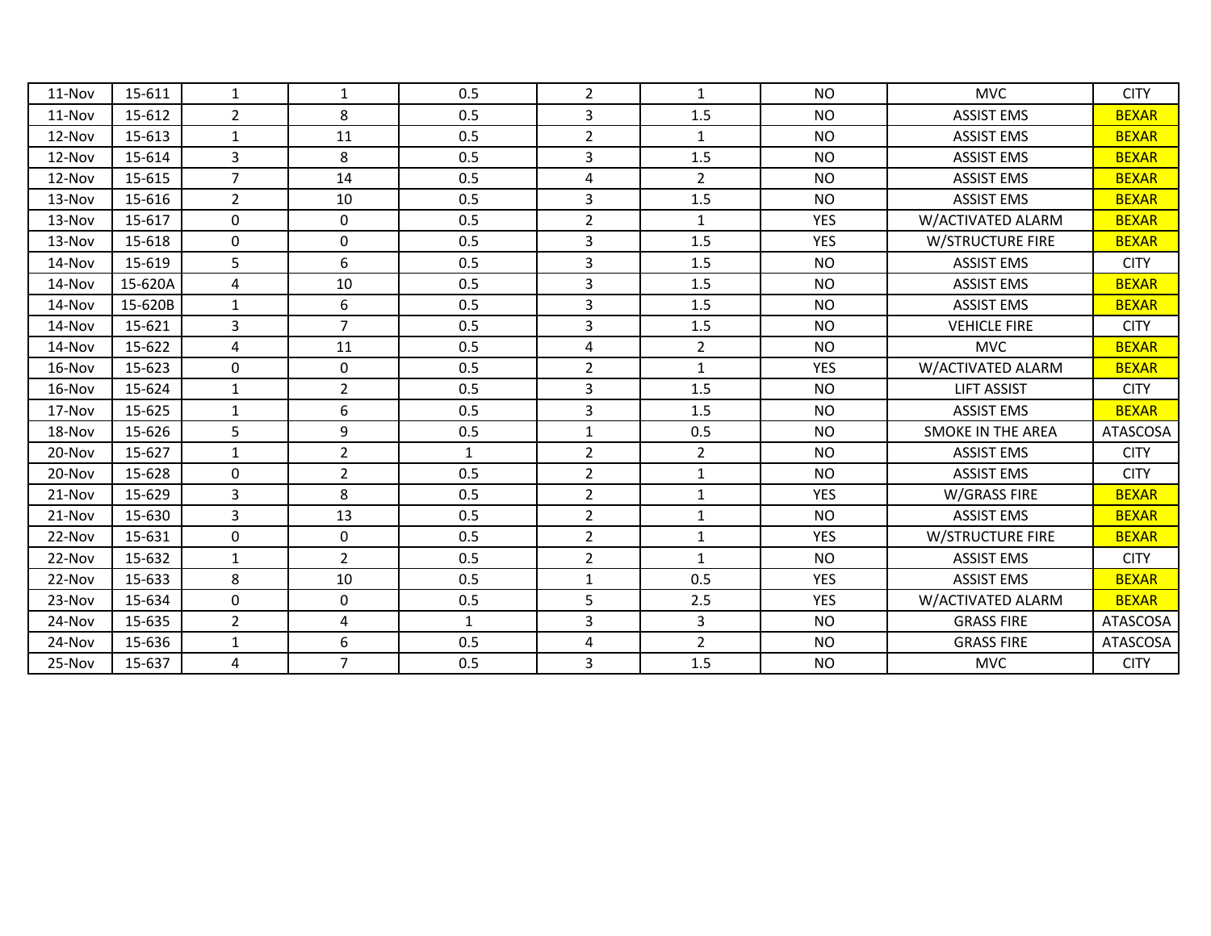| | | | | | | | | | |
|---|---|---|---|---|---|---|---|---|---|
| 11-Nov | 15-611 | 1 | 1 | 0.5 | 2 | 1 | NO | MVC | CITY |
| 11-Nov | 15-612 | 2 | 8 | 0.5 | 3 | 1.5 | NO | ASSIST EMS | BEXAR |
| 12-Nov | 15-613 | 1 | 11 | 0.5 | 2 | 1 | NO | ASSIST EMS | BEXAR |
| 12-Nov | 15-614 | 3 | 8 | 0.5 | 3 | 1.5 | NO | ASSIST EMS | BEXAR |
| 12-Nov | 15-615 | 7 | 14 | 0.5 | 4 | 2 | NO | ASSIST EMS | BEXAR |
| 13-Nov | 15-616 | 2 | 10 | 0.5 | 3 | 1.5 | NO | ASSIST EMS | BEXAR |
| 13-Nov | 15-617 | 0 | 0 | 0.5 | 2 | 1 | YES | W/ACTIVATED ALARM | BEXAR |
| 13-Nov | 15-618 | 0 | 0 | 0.5 | 3 | 1.5 | YES | W/STRUCTURE FIRE | BEXAR |
| 14-Nov | 15-619 | 5 | 6 | 0.5 | 3 | 1.5 | NO | ASSIST EMS | CITY |
| 14-Nov | 15-620A | 4 | 10 | 0.5 | 3 | 1.5 | NO | ASSIST EMS | BEXAR |
| 14-Nov | 15-620B | 1 | 6 | 0.5 | 3 | 1.5 | NO | ASSIST EMS | BEXAR |
| 14-Nov | 15-621 | 3 | 7 | 0.5 | 3 | 1.5 | NO | VEHICLE FIRE | CITY |
| 14-Nov | 15-622 | 4 | 11 | 0.5 | 4 | 2 | NO | MVC | BEXAR |
| 16-Nov | 15-623 | 0 | 0 | 0.5 | 2 | 1 | YES | W/ACTIVATED ALARM | BEXAR |
| 16-Nov | 15-624 | 1 | 2 | 0.5 | 3 | 1.5 | NO | LIFT ASSIST | CITY |
| 17-Nov | 15-625 | 1 | 6 | 0.5 | 3 | 1.5 | NO | ASSIST EMS | BEXAR |
| 18-Nov | 15-626 | 5 | 9 | 0.5 | 1 | 0.5 | NO | SMOKE IN THE AREA | ATASCOSA |
| 20-Nov | 15-627 | 1 | 2 | 1 | 2 | 2 | NO | ASSIST EMS | CITY |
| 20-Nov | 15-628 | 0 | 2 | 0.5 | 2 | 1 | NO | ASSIST EMS | CITY |
| 21-Nov | 15-629 | 3 | 8 | 0.5 | 2 | 1 | YES | W/GRASS FIRE | BEXAR |
| 21-Nov | 15-630 | 3 | 13 | 0.5 | 2 | 1 | NO | ASSIST EMS | BEXAR |
| 22-Nov | 15-631 | 0 | 0 | 0.5 | 2 | 1 | YES | W/STRUCTURE FIRE | BEXAR |
| 22-Nov | 15-632 | 1 | 2 | 0.5 | 2 | 1 | NO | ASSIST EMS | CITY |
| 22-Nov | 15-633 | 8 | 10 | 0.5 | 1 | 0.5 | YES | ASSIST EMS | BEXAR |
| 23-Nov | 15-634 | 0 | 0 | 0.5 | 5 | 2.5 | YES | W/ACTIVATED ALARM | BEXAR |
| 24-Nov | 15-635 | 2 | 4 | 1 | 3 | 3 | NO | GRASS FIRE | ATASCOSA |
| 24-Nov | 15-636 | 1 | 6 | 0.5 | 4 | 2 | NO | GRASS FIRE | ATASCOSA |
| 25-Nov | 15-637 | 4 | 7 | 0.5 | 3 | 1.5 | NO | MVC | CITY |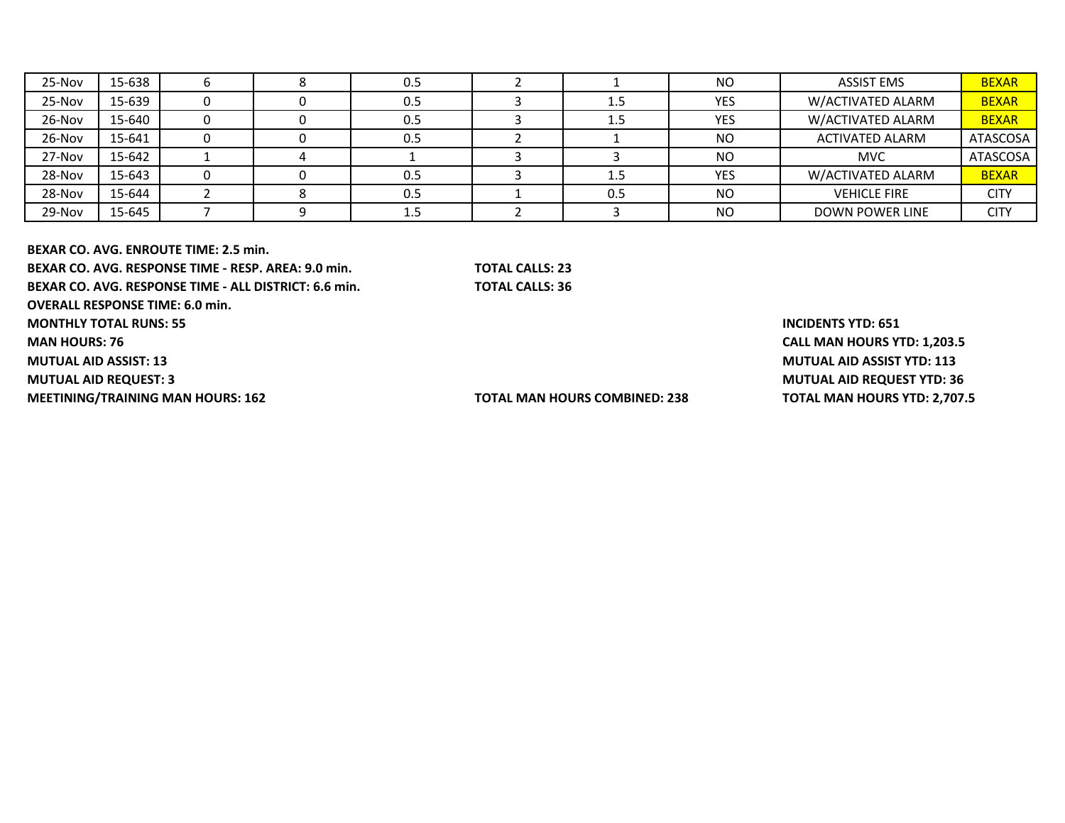| | | | | | | | | | |
|---|---|---|---|---|---|---|---|---|---|
| 25-Nov | 15-638 | 6 | 8 | 0.5 | 2 | 1 | NO | ASSIST EMS | BEXAR |
| 25-Nov | 15-639 | 0 | 0 | 0.5 | 3 | 1.5 | YES | W/ACTIVATED ALARM | BEXAR |
| 26-Nov | 15-640 | 0 | 0 | 0.5 | 3 | 1.5 | YES | W/ACTIVATED ALARM | BEXAR |
| 26-Nov | 15-641 | 0 | 0 | 0.5 | 2 | 1 | NO | ACTIVATED ALARM | ATASCOSA |
| 27-Nov | 15-642 | 1 | 4 | 1 | 3 | 3 | NO | MVC | ATASCOSA |
| 28-Nov | 15-643 | 0 | 0 | 0.5 | 3 | 1.5 | YES | W/ACTIVATED ALARM | BEXAR |
| 28-Nov | 15-644 | 2 | 8 | 0.5 | 1 | 0.5 | NO | VEHICLE FIRE | CITY |
| 29-Nov | 15-645 | 7 | 9 | 1.5 | 2 | 3 | NO | DOWN POWER LINE | CITY |

**BEXAR CO. AVG. ENROUTE TIME: 2.5 min.**

**BEXAR CO. AVG. RESPONSE TIME - RESP. AREA: 9.0 min.** **TOTAL CALLS: 23**

**BEXAR CO. AVG. RESPONSE TIME - ALL DISTRICT: 6.6 min.** **TOTAL CALLS: 36**

**OVERALL RESPONSE TIME: 6.0 min.**

**MONTHLY TOTAL RUNS: 55**

**MAN HOURS: 76**

**MUTUAL AID ASSIST: 13**

**MUTUAL AID REQUEST: 3**

**MEETINING/TRAINING MAN HOURS: 162**

**TOTAL MAN HOURS COMBINED: 238**

**INCIDENTS YTD: 651**

**CALL MAN HOURS YTD: 1,203.5**

**MUTUAL AID ASSIST YTD: 113**

**MUTUAL AID REQUEST YTD: 36**

**TOTAL MAN HOURS YTD: 2,707.5**